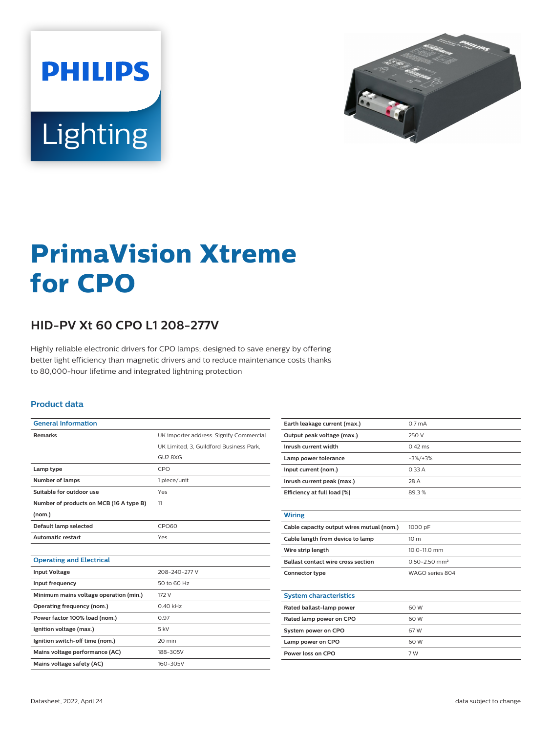# PrimaVision Xtreme for CPO

## HID-PV Xt 60 CPO L1 208-277V

Highly reliable electronic drivers for CPO lamps; designed to save energy by offering better light efficiency than magnetic drivers and to reduce maintenance costs thanks to 80,000-hour lifetime and integrated lightning protection

### Product data

| General Information | |
|---|---|
| Remarks | UK importer address: Signify Commercial UK Limited, 3, Guildford Business Park, GU2 8XG |
| Lamp type | CPO |
| Number of lamps | 1 piece/unit |
| Suitable for outdoor use | Yes |
| Number of products on MCB (16 A type B) (nom.) | 11 |
| Default lamp selected | CPO60 |
| Automatic restart | Yes |

| Operating and Electrical | |
|---|---|
| Input Voltage | 208-240-277 V |
| Input frequency | 50 to 60 Hz |
| Minimum mains voltage operation (min.) | 172 V |
| Operating frequency (nom.) | 0.40 kHz |
| Power factor 100% load (nom.) | 0.97 |
| Ignition voltage (max.) | 5 kV |
| Ignition switch-off time (nom.) | 20 min |
| Mains voltage performance (AC) | 188-305V |
| Mains voltage safety (AC) | 160-305V |
| Earth leakage current (max.) | 0.7 mA |
| Output peak voltage (max.) | 250 V |
| Inrush current width | 0.42 ms |
| Lamp power tolerance | -3%/+3% |
| Input current (nom.) | 0.33 A |
| Inrush current peak (max.) | 28 A |
| Efficiency at full load [%] | 89.3 % |

| Wiring | |
|---|---|
| Cable capacity output wires mutual (nom.) | 1000 pF |
| Cable length from device to lamp | 10 m |
| Wire strip length | 10.0-11.0 mm |
| Ballast contact wire cross section | 0.50-2.50 mm² |
| Connector type | WAGO series 804 |

| System characteristics | |
|---|---|
| Rated ballast-lamp power | 60 W |
| Rated lamp power on CPO | 60 W |
| System power on CPO | 67 W |
| Lamp power on CPO | 60 W |
| Power loss on CPO | 7 W |

Datasheet, 2022, April 24

data subject to change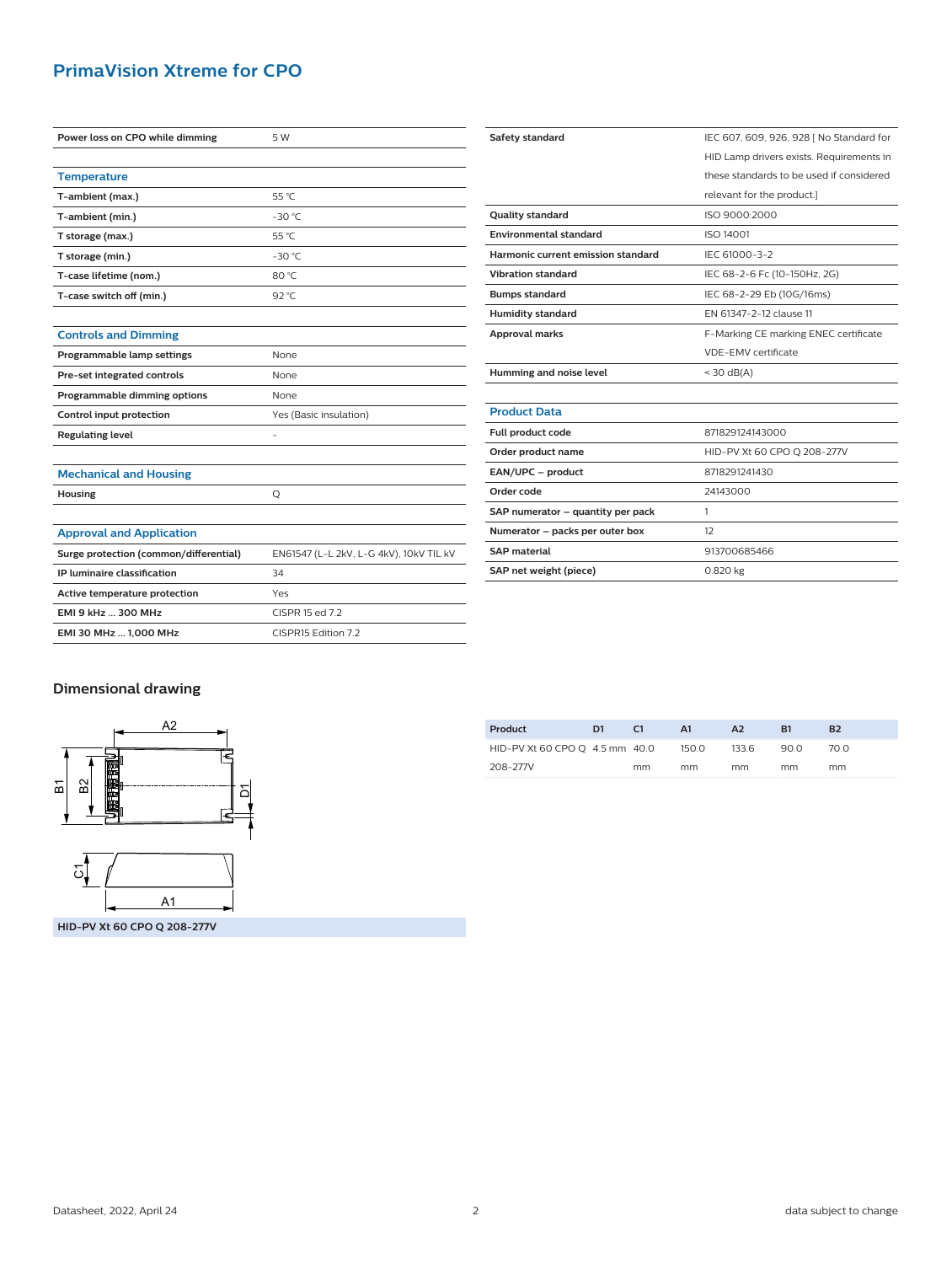# PrimaVision Xtreme for CPO

| | |
|---|---|
| **Power loss on CPO while dimming** | 5 W |

## Temperature

| | |
|---|---|
| **T-ambient (max.)** | 55 °C |
| **T-ambient (min.)** | -30 °C |
| **T storage (max.)** | 55 °C |
| **T storage (min.)** | -30 °C |
| **T-case lifetime (nom.)** | 80 °C |
| **T-case switch off (min.)** | 92 °C |

## Controls and Dimming

| | |
|---|---|
| **Programmable lamp settings** | None |
| **Pre-set integrated controls** | None |
| **Programmable dimming options** | None |
| **Control input protection** | Yes (Basic insulation) |
| **Regulating level** | - |

## Mechanical and Housing

| | |
|---|---|
| **Housing** | Q |

## Approval and Application

| | |
|---|---|
| **Surge protection (common/differential)** | EN61547 (L-L 2kV, L-G 4kV), 10kV TIL kV |
| **IP luminaire classification** | 34 |
| **Active temperature protection** | Yes |
| **EMI 9 kHz ... 300 MHz** | CISPR 15 ed 7.2 |
| **EMI 30 MHz ... 1,000 MHz** | CISPR15 Edition 7.2 |

| | |
|---|---|
| **Safety standard** | IEC 607, 609, 926, 928 [ No Standard for HID Lamp drivers exists. Requirements in these standards to be used if considered relevant for the product.] |
| **Quality standard** | ISO 9000:2000 |
| **Environmental standard** | ISO 14001 |
| **Harmonic current emission standard** | IEC 61000-3-2 |
| **Vibration standard** | IEC 68-2-6 Fc (10-150Hz, 2G) |
| **Bumps standard** | IEC 68-2-29 Eb (10G/16ms) |
| **Humidity standard** | EN 61347-2-12 clause 11 |
| **Approval marks** | F-Marking CE marking ENEC certificate VDE-EMV certificate |
| **Humming and noise level** | < 30 dB(A) |

## Product Data

| | |
|---|---|
| **Full product code** | 871829124143000 |
| **Order product name** | HID-PV Xt 60 CPO Q 208-277V |
| **EAN/UPC – product** | 8718291241430 |
| **Order code** | 24143000 |
| **SAP numerator – quantity per pack** | 1 |
| **Numerator – packs per outer box** | 12 |
| **SAP material** | 913700685466 |
| **SAP net weight (piece)** | 0.820 kg |

## Dimensional drawing

HID-PV Xt 60 CPO Q 208-277V

| Product | D1 | C1 | A1 | A2 | B1 | B2 |
|---|---|---|---|---|---|---|
| HID-PV Xt 60 CPO Q 208-277V | 4.5 mm | 40.0 mm | 150.0 mm | 133.6 mm | 90.0 mm | 70.0 mm |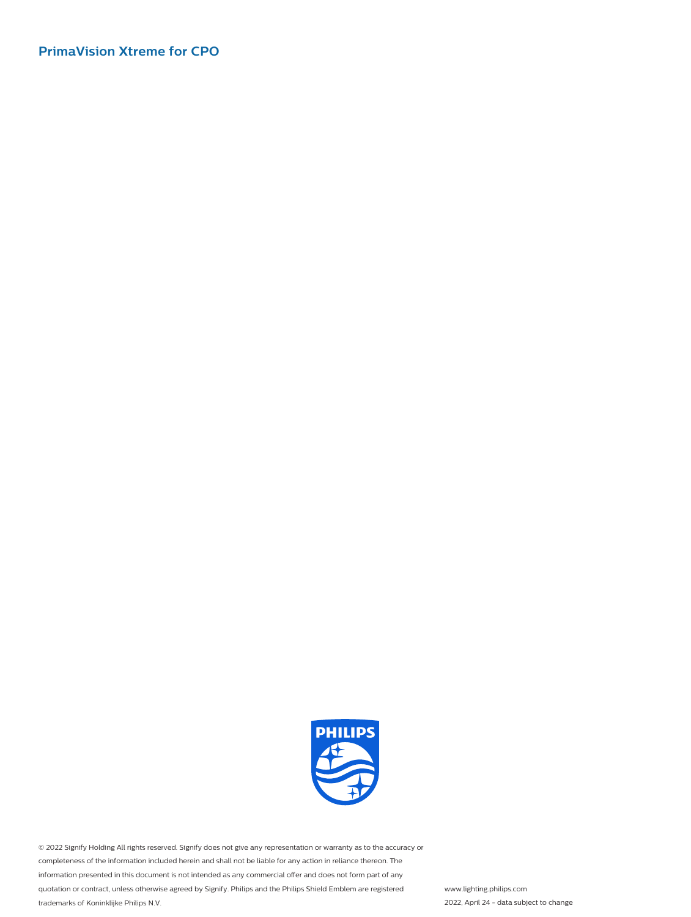PrimaVision Xtreme for CPO

© 2022 Signify Holding All rights reserved. Signify does not give any representation or warranty as to the accuracy or completeness of the information included herein and shall not be liable for any action in reliance thereon. The information presented in this document is not intended as any commercial offer and does not form part of any quotation or contract, unless otherwise agreed by Signify. Philips and the Philips Shield Emblem are registered trademarks of Koninklijke Philips N.V.

www.lighting.philips.com

2022, April 24 - data subject to change